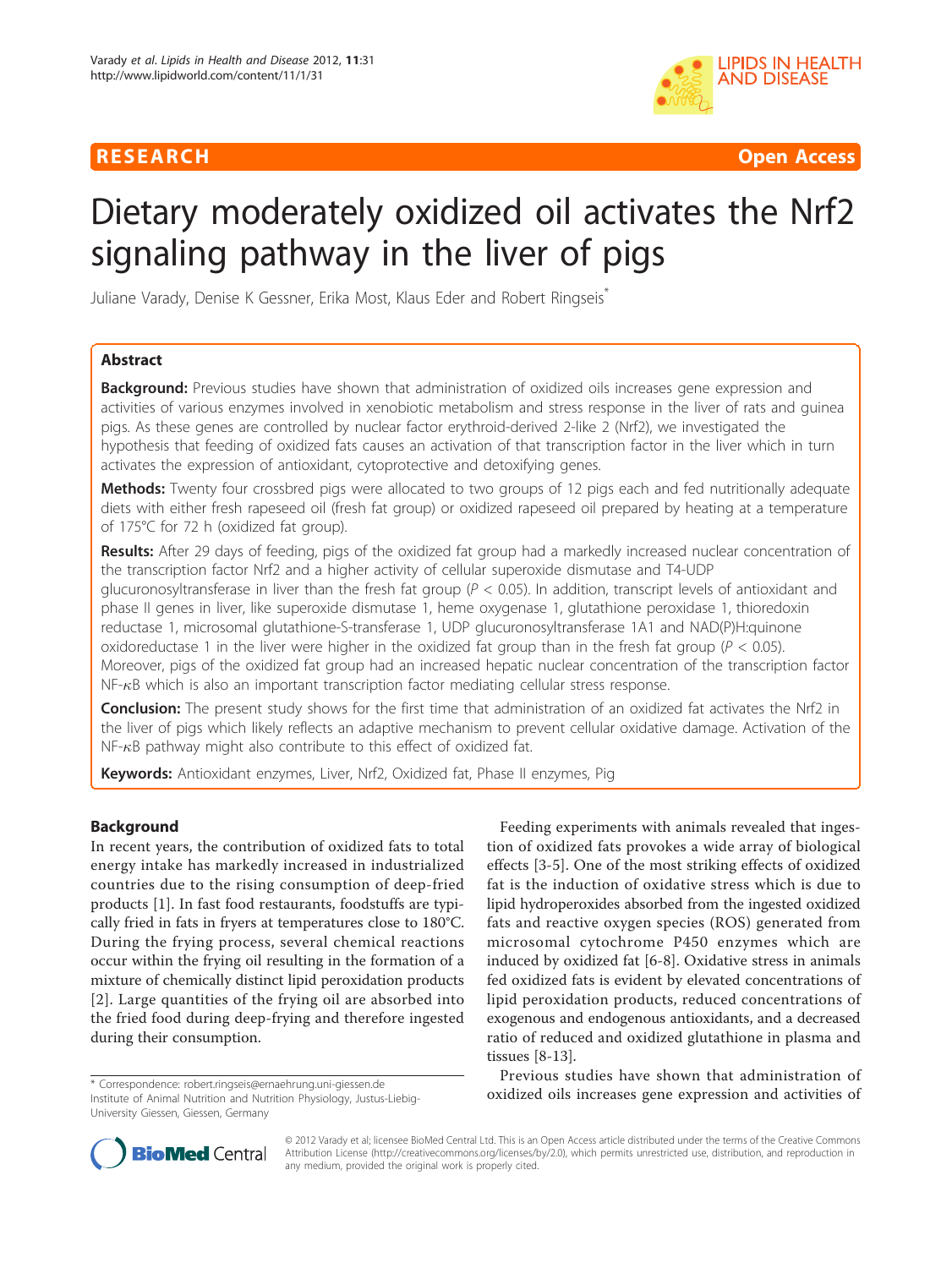# RESEARCH Open Access

# Dietary moderately oxidized oil activates the Nrf2 signaling pathway in the liver of pigs

Juliane Varady, Denise K Gessner, Erika Most, Klaus Eder and Robert Ringseis*

## Abstract

**Background:** Previous studies have shown that administration of oxidized oils increases gene expression and activities of various enzymes involved in xenobiotic metabolism and stress response in the liver of rats and guinea pigs. As these genes are controlled by nuclear factor erythroid-derived 2-like 2 (Nrf2), we investigated the hypothesis that feeding of oxidized fats causes an activation of that transcription factor in the liver which in turn activates the expression of antioxidant, cytoprotective and detoxifying genes.

**Methods:** Twenty four crossbred pigs were allocated to two groups of 12 pigs each and fed nutritionally adequate diets with either fresh rapeseed oil (fresh fat group) or oxidized rapeseed oil prepared by heating at a temperature of 175°C for 72 h (oxidized fat group).

**Results:** After 29 days of feeding, pigs of the oxidized fat group had a markedly increased nuclear concentration of the transcription factor Nrf2 and a higher activity of cellular superoxide dismutase and T4-UDP glucuronosyltransferase in liver than the fresh fat group ($P < 0.05$). In addition, transcript levels of antioxidant and phase II genes in liver, like superoxide dismutase 1, heme oxygenase 1, glutathione peroxidase 1, thioredoxin reductase 1, microsomal glutathione-S-transferase 1, UDP glucuronosyltransferase 1A1 and NAD(P)H:quinone oxidoreductase 1 in the liver were higher in the oxidized fat group than in the fresh fat group ($P < 0.05$). Moreover, pigs of the oxidized fat group had an increased hepatic nuclear concentration of the transcription factor NF-κB which is also an important transcription factor mediating cellular stress response.

**Conclusion:** The present study shows for the first time that administration of an oxidized fat activates the Nrf2 in the liver of pigs which likely reflects an adaptive mechanism to prevent cellular oxidative damage. Activation of the NF-κB pathway might also contribute to this effect of oxidized fat.

**Keywords:** Antioxidant enzymes, Liver, Nrf2, Oxidized fat, Phase II enzymes, Pig

## Background

In recent years, the contribution of oxidized fats to total energy intake has markedly increased in industrialized countries due to the rising consumption of deep-fried products [1]. In fast food restaurants, foodstuffs are typically fried in fats in fryers at temperatures close to 180°C. During the frying process, several chemical reactions occur within the frying oil resulting in the formation of a mixture of chemically distinct lipid peroxidation products [2]. Large quantities of the frying oil are absorbed into the fried food during deep-frying and therefore ingested during their consumption.

Feeding experiments with animals revealed that ingestion of oxidized fats provokes a wide array of biological effects [3-5]. One of the most striking effects of oxidized fat is the induction of oxidative stress which is due to lipid hydroperoxides absorbed from the ingested oxidized fats and reactive oxygen species (ROS) generated from microsomal cytochrome P450 enzymes which are induced by oxidized fat [6-8]. Oxidative stress in animals fed oxidized fats is evident by elevated concentrations of lipid peroxidation products, reduced concentrations of exogenous and endogenous antioxidants, and a decreased ratio of reduced and oxidized glutathione in plasma and tissues [8-13].

Previous studies have shown that administration of oxidized oils increases gene expression and activities of

\* Correspondence: robert.ringseis@ernaehrung.uni-giessen.de
Institute of Animal Nutrition and Nutrition Physiology, Justus-Liebig-University Giessen, Giessen, Germany

© 2012 Varady et al; licensee BioMed Central Ltd. This is an Open Access article distributed under the terms of the Creative Commons Attribution License (http://creativecommons.org/licenses/by/2.0), which permits unrestricted use, distribution, and reproduction in any medium, provided the original work is properly cited.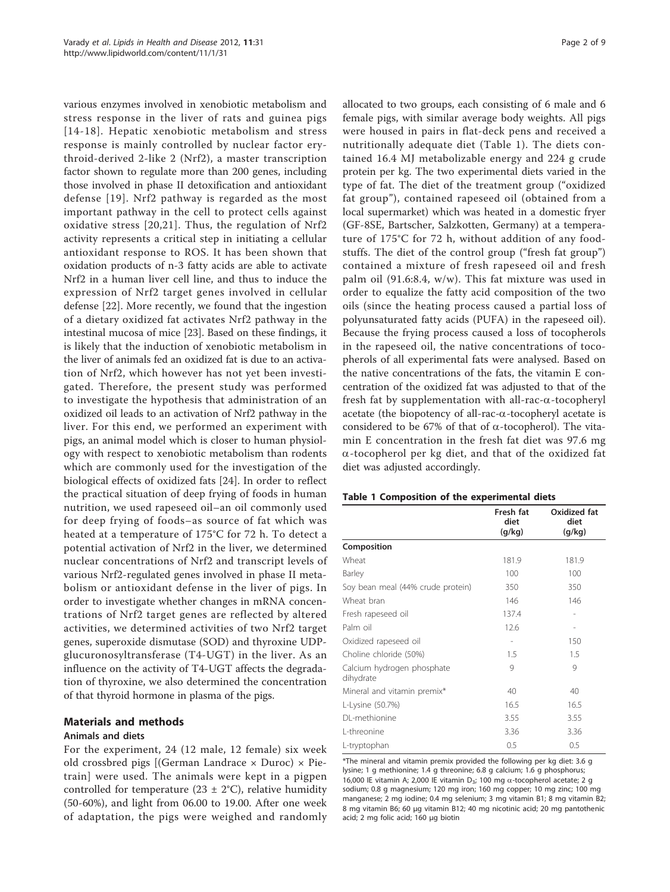various enzymes involved in xenobiotic metabolism and stress response in the liver of rats and guinea pigs [14-18]. Hepatic xenobiotic metabolism and stress response is mainly controlled by nuclear factor erythroid-derived 2-like 2 (Nrf2), a master transcription factor shown to regulate more than 200 genes, including those involved in phase II detoxification and antioxidant defense [19]. Nrf2 pathway is regarded as the most important pathway in the cell to protect cells against oxidative stress [20,21]. Thus, the regulation of Nrf2 activity represents a critical step in initiating a cellular antioxidant response to ROS. It has been shown that oxidation products of n-3 fatty acids are able to activate Nrf2 in a human liver cell line, and thus to induce the expression of Nrf2 target genes involved in cellular defense [22]. More recently, we found that the ingestion of a dietary oxidized fat activates Nrf2 pathway in the intestinal mucosa of mice [23]. Based on these findings, it is likely that the induction of xenobiotic metabolism in the liver of animals fed an oxidized fat is due to an activation of Nrf2, which however has not yet been investigated. Therefore, the present study was performed to investigate the hypothesis that administration of an oxidized oil leads to an activation of Nrf2 pathway in the liver. For this end, we performed an experiment with pigs, an animal model which is closer to human physiology with respect to xenobiotic metabolism than rodents which are commonly used for the investigation of the biological effects of oxidized fats [24]. In order to reflect the practical situation of deep frying of foods in human nutrition, we used rapeseed oil–an oil commonly used for deep frying of foods–as source of fat which was heated at a temperature of 175°C for 72 h. To detect a potential activation of Nrf2 in the liver, we determined nuclear concentrations of Nrf2 and transcript levels of various Nrf2-regulated genes involved in phase II metabolism or antioxidant defense in the liver of pigs. In order to investigate whether changes in mRNA concentrations of Nrf2 target genes are reflected by altered activities, we determined activities of two Nrf2 target genes, superoxide dismutase (SOD) and thyroxine UDP-glucuronosyltransferase (T4-UGT) in the liver. As an influence on the activity of T4-UGT affects the degradation of thyroxine, we also determined the concentration of that thyroid hormone in plasma of the pigs.

## Materials and methods

### Animals and diets

For the experiment, 24 (12 male, 12 female) six week old crossbred pigs [(German Landrace × Duroc) × Pietrain] were used. The animals were kept in a pigpen controlled for temperature (23 ± 2°C), relative humidity (50-60%), and light from 06.00 to 19.00. After one week of adaptation, the pigs were weighed and randomly allocated to two groups, each consisting of 6 male and 6 female pigs, with similar average body weights. All pigs were housed in pairs in flat-deck pens and received a nutritionally adequate diet (Table 1). The diets contained 16.4 MJ metabolizable energy and 224 g crude protein per kg. The two experimental diets varied in the type of fat. The diet of the treatment group ("oxidized fat group"), contained rapeseed oil (obtained from a local supermarket) which was heated in a domestic fryer (GF-8SE, Bartscher, Salzkotten, Germany) at a temperature of 175°C for 72 h, without addition of any foodstuffs. The diet of the control group ("fresh fat group") contained a mixture of fresh rapeseed oil and fresh palm oil (91.6:8.4, w/w). This fat mixture was used in order to equalize the fatty acid composition of the two oils (since the heating process caused a partial loss of polyunsaturated fatty acids (PUFA) in the rapeseed oil). Because the frying process caused a loss of tocopherols in the rapeseed oil, the native concentrations of tocopherols of all experimental fats were analysed. Based on the native concentrations of the fats, the vitamin E concentration of the oxidized fat was adjusted to that of the fresh fat by supplementation with all-rac-α-tocopheryl acetate (the biopotency of all-rac-α-tocopheryl acetate is considered to be 67% of that of α-tocopherol). The vitamin E concentration in the fresh fat diet was 97.6 mg α-tocopherol per kg diet, and that of the oxidized fat diet was adjusted accordingly.

**Table 1 Composition of the experimental diets**

| | Fresh fat diet (g/kg) | Oxidized fat diet (g/kg) |
|---|---|---|
| **Composition** | | |
| Wheat | 181.9 | 181.9 |
| Barley | 100 | 100 |
| Soy bean meal (44% crude protein) | 350 | 350 |
| Wheat bran | 146 | 146 |
| Fresh rapeseed oil | 137.4 | - |
| Palm oil | 12.6 | - |
| Oxidized rapeseed oil | - | 150 |
| Choline chloride (50%) | 1.5 | 1.5 |
| Calcium hydrogen phosphate dihydrate | 9 | 9 |
| Mineral and vitamin premix* | 40 | 40 |
| L-Lysine (50.7%) | 16.5 | 16.5 |
| DL-methionine | 3.55 | 3.55 |
| L-threonine | 3.36 | 3.36 |
| L-tryptophan | 0.5 | 0.5 |

*The mineral and vitamin premix provided the following per kg diet: 3.6 g lysine; 1 g methionine; 1.4 g threonine; 6.8 g calcium; 1.6 g phosphorus; 16,000 IE vitamin A; 2,000 IE vitamin $D_3$; 100 mg α-tocopherol acetate; 2 g sodium; 0.8 g magnesium; 120 mg iron; 160 mg copper; 10 mg zinc; 100 mg manganese; 2 mg iodine; 0.4 mg selenium; 3 mg vitamin B1; 8 mg vitamin B2; 8 mg vitamin B6; 60 μg vitamin B12; 40 mg nicotinic acid; 20 mg pantothenic acid; 2 mg folic acid; 160 μg biotin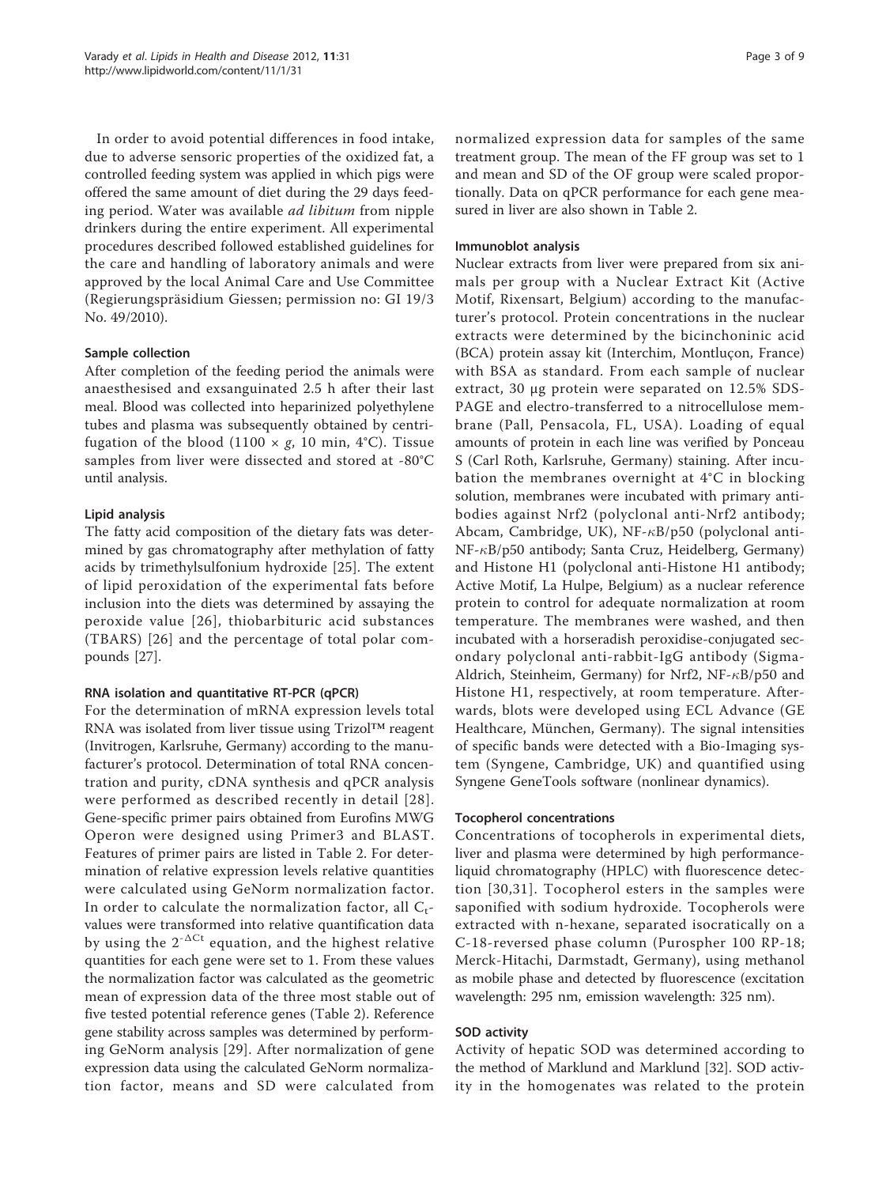In order to avoid potential differences in food intake, due to adverse sensoric properties of the oxidized fat, a controlled feeding system was applied in which pigs were offered the same amount of diet during the 29 days feeding period. Water was available *ad libitum* from nipple drinkers during the entire experiment. All experimental procedures described followed established guidelines for the care and handling of laboratory animals and were approved by the local Animal Care and Use Committee (Regierungspräsidium Giessen; permission no: GI 19/3 No. 49/2010).

### Sample collection

After completion of the feeding period the animals were anaesthesised and exsanguinated 2.5 h after their last meal. Blood was collected into heparinized polyethylene tubes and plasma was subsequently obtained by centrifugation of the blood (1100 × *g*, 10 min, 4°C). Tissue samples from liver were dissected and stored at -80°C until analysis.

### Lipid analysis

The fatty acid composition of the dietary fats was determined by gas chromatography after methylation of fatty acids by trimethylsulfonium hydroxide [25]. The extent of lipid peroxidation of the experimental fats before inclusion into the diets was determined by assaying the peroxide value [26], thiobarbituric acid substances (TBARS) [26] and the percentage of total polar compounds [27].

### RNA isolation and quantitative RT-PCR (qPCR)

For the determination of mRNA expression levels total RNA was isolated from liver tissue using Trizol™ reagent (Invitrogen, Karlsruhe, Germany) according to the manufacturer's protocol. Determination of total RNA concentration and purity, cDNA synthesis and qPCR analysis were performed as described recently in detail [28]. Gene-specific primer pairs obtained from Eurofins MWG Operon were designed using Primer3 and BLAST. Features of primer pairs are listed in Table 2. For determination of relative expression levels relative quantities were calculated using GeNorm normalization factor. In order to calculate the normalization factor, all $C_t$-values were transformed into relative quantification data by using the $2^{-\Delta Ct}$ equation, and the highest relative quantities for each gene were set to 1. From these values the normalization factor was calculated as the geometric mean of expression data of the three most stable out of five tested potential reference genes (Table 2). Reference gene stability across samples was determined by performing GeNorm analysis [29]. After normalization of gene expression data using the calculated GeNorm normalization factor, means and SD were calculated from normalized expression data for samples of the same treatment group. The mean of the FF group was set to 1 and mean and SD of the OF group were scaled proportionally. Data on qPCR performance for each gene measured in liver are also shown in Table 2.

### Immunoblot analysis

Nuclear extracts from liver were prepared from six animals per group with a Nuclear Extract Kit (Active Motif, Rixensart, Belgium) according to the manufacturer's protocol. Protein concentrations in the nuclear extracts were determined by the bicinchoninic acid (BCA) protein assay kit (Interchim, Montluçon, France) with BSA as standard. From each sample of nuclear extract, 30 μg protein were separated on 12.5% SDS-PAGE and electro-transferred to a nitrocellulose membrane (Pall, Pensacola, FL, USA). Loading of equal amounts of protein in each line was verified by Ponceau S (Carl Roth, Karlsruhe, Germany) staining. After incubation the membranes overnight at 4°C in blocking solution, membranes were incubated with primary antibodies against Nrf2 (polyclonal anti-Nrf2 antibody; Abcam, Cambridge, UK), NF-$\kappa$B/p50 (polyclonal anti-NF-$\kappa$B/p50 antibody; Santa Cruz, Heidelberg, Germany) and Histone H1 (polyclonal anti-Histone H1 antibody; Active Motif, La Hulpe, Belgium) as a nuclear reference protein to control for adequate normalization at room temperature. The membranes were washed, and then incubated with a horseradish peroxidise-conjugated secondary polyclonal anti-rabbit-IgG antibody (Sigma-Aldrich, Steinheim, Germany) for Nrf2, NF-$\kappa$B/p50 and Histone H1, respectively, at room temperature. Afterwards, blots were developed using ECL Advance (GE Healthcare, München, Germany). The signal intensities of specific bands were detected with a Bio-Imaging system (Syngene, Cambridge, UK) and quantified using Syngene GeneTools software (nonlinear dynamics).

### Tocopherol concentrations

Concentrations of tocopherols in experimental diets, liver and plasma were determined by high performance-liquid chromatography (HPLC) with fluorescence detection [30,31]. Tocopherol esters in the samples were saponified with sodium hydroxide. Tocopherols were extracted with n-hexane, separated isocratically on a C-18-reversed phase column (Purospher 100 RP-18; Merck-Hitachi, Darmstadt, Germany), using methanol as mobile phase and detected by fluorescence (excitation wavelength: 295 nm, emission wavelength: 325 nm).

### SOD activity

Activity of hepatic SOD was determined according to the method of Marklund and Marklund [32]. SOD activity in the homogenates was related to the protein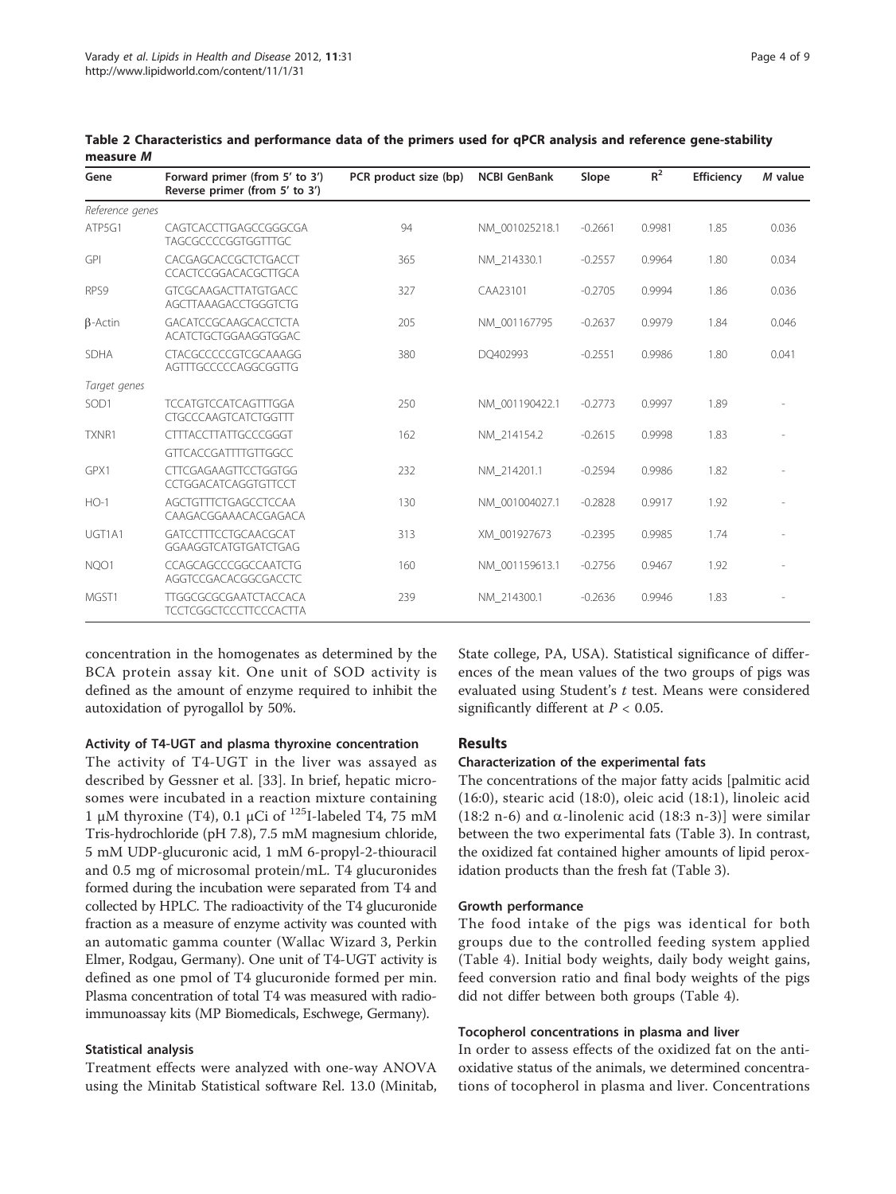**Table 2 Characteristics and performance data of the primers used for qPCR analysis and reference gene-stability measure *M***

| Gene | Forward primer (from 5' to 3') Reverse primer (from 5' to 3') | PCR product size (bp) | NCBI GenBank | Slope | $R^2$ | Efficiency | *M* value |
|---|---|---|---|---|---|---|---|
| *Reference genes* | | | | | | | |
| ATP5G1 | CAGTCACCTTGAGCCGGGCGA TAGCGCCCCGGTGGTTTGC | 94 | NM_001025218.1 | -0.2661 | 0.9981 | 1.85 | 0.036 |
| GPI | CACGAGCACCGCTCTGACCT CCACTCCGGACACGCTTGCA | 365 | NM_214330.1 | -0.2557 | 0.9964 | 1.80 | 0.034 |
| RPS9 | GTCGCAAGACTTATGTGACC AGCTTAAAGACCTGGGTCTG | 327 | CAA23101 | -0.2705 | 0.9994 | 1.86 | 0.036 |
| β-Actin | GACATCCGCAAGCACCTCTA ACATCTGCTGGAAGGTGGAC | 205 | NM_001167795 | -0.2637 | 0.9979 | 1.84 | 0.046 |
| SDHA | CTACGCCCCCGTCGCAAAGG AGTTTGCCCCCAGGCGGTTG | 380 | DQ402993 | -0.2551 | 0.9986 | 1.80 | 0.041 |
| *Target genes* | | | | | | | |
| SOD1 | TCCATGTCCATCAGTTTGGA CTGCCCAAGTCATCTGGTTT | 250 | NM_001190422.1 | -0.2773 | 0.9997 | 1.89 | - |
| TXNR1 | CTTTACCTTATTGCCCGGGT GTTCACCGATTTTGTTGGCC | 162 | NM_214154.2 | -0.2615 | 0.9998 | 1.83 | - |
| GPX1 | CTTCGAGAAGTTCCTGGTGG CCTGGACATCAGGTGTTCCT | 232 | NM_214201.1 | -0.2594 | 0.9986 | 1.82 | - |
| HO-1 | AGCTGTTTCTGAGCCTCCAA CAAGACGGAAACACGAGACA | 130 | NM_001004027.1 | -0.2828 | 0.9917 | 1.92 | - |
| UGT1A1 | GATCCTTTCCTGCAACGCAT GGAAGGTCATGTGATCTGAG | 313 | XM_001927673 | -0.2395 | 0.9985 | 1.74 | - |
| NQO1 | CCAGCAGCCCGGCCAATCTG AGGTCCGACACGGCGACCTC | 160 | NM_001159613.1 | -0.2756 | 0.9467 | 1.92 | - |
| MGST1 | TTGGCGCGCGAATCTACCACA TCCTCGGCTCCCTTCCCACTTA | 239 | NM_214300.1 | -0.2636 | 0.9946 | 1.83 | - |

concentration in the homogenates as determined by the BCA protein assay kit. One unit of SOD activity is defined as the amount of enzyme required to inhibit the autoxidation of pyrogallol by 50%.

### Activity of T4-UGT and plasma thyroxine concentration

The activity of T4-UGT in the liver was assayed as described by Gessner et al. [33]. In brief, hepatic microsomes were incubated in a reaction mixture containing 1 μM thyroxine (T4), 0.1 μCi of $^{125}$I-labeled T4, 75 mM Tris-hydrochloride (pH 7.8), 7.5 mM magnesium chloride, 5 mM UDP-glucuronic acid, 1 mM 6-propyl-2-thiouracil and 0.5 mg of microsomal protein/mL. T4 glucuronides formed during the incubation were separated from T4 and collected by HPLC. The radioactivity of the T4 glucuronide fraction as a measure of enzyme activity was counted with an automatic gamma counter (Wallac Wizard 3, Perkin Elmer, Rodgau, Germany). One unit of T4-UGT activity is defined as one pmol of T4 glucuronide formed per min. Plasma concentration of total T4 was measured with radioimmunoassay kits (MP Biomedicals, Eschwege, Germany).

### Statistical analysis

Treatment effects were analyzed with one-way ANOVA using the Minitab Statistical software Rel. 13.0 (Minitab, State college, PA, USA). Statistical significance of differences of the mean values of the two groups of pigs was evaluated using Student's *t* test. Means were considered significantly different at $P < 0.05$.

## Results

### Characterization of the experimental fats

The concentrations of the major fatty acids [palmitic acid (16:0), stearic acid (18:0), oleic acid (18:1), linoleic acid (18:2 n-6) and α-linolenic acid (18:3 n-3)] were similar between the two experimental fats (Table 3). In contrast, the oxidized fat contained higher amounts of lipid peroxidation products than the fresh fat (Table 3).

### Growth performance

The food intake of the pigs was identical for both groups due to the controlled feeding system applied (Table 4). Initial body weights, daily body weight gains, feed conversion ratio and final body weights of the pigs did not differ between both groups (Table 4).

### Tocopherol concentrations in plasma and liver

In order to assess effects of the oxidized fat on the antioxidative status of the animals, we determined concentrations of tocopherol in plasma and liver. Concentrations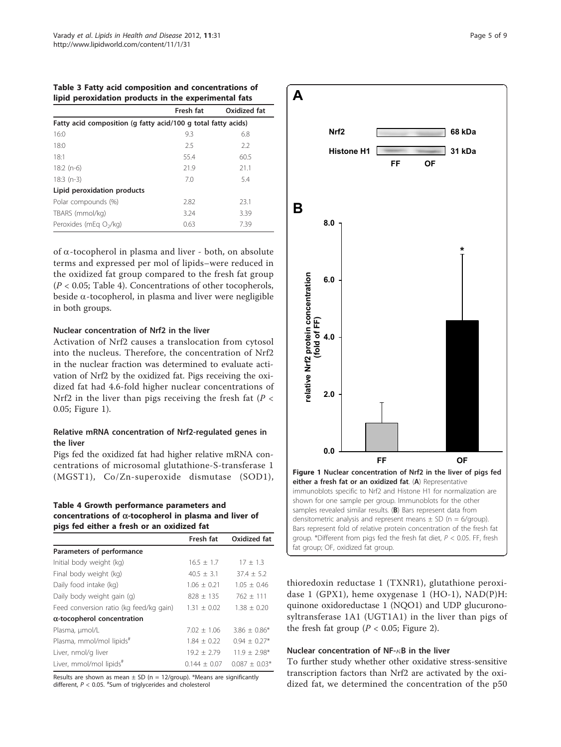**Table 3 Fatty acid composition and concentrations of lipid peroxidation products in the experimental fats**

| | Fresh fat | Oxidized fat |
|---|---|---|
| **Fatty acid composition (g fatty acid/100 g total fatty acids)** | | |
| 16:0 | 9.3 | 6.8 |
| 18:0 | 2.5 | 2.2 |
| 18:1 | 55.4 | 60.5 |
| 18:2 (n-6) | 21.9 | 21.1 |
| 18:3 (n-3) | 7.0 | 5.4 |
| **Lipid peroxidation products** | | |
| Polar compounds (%) | 2.82 | 23.1 |
| TBARS (mmol/kg) | 3.24 | 3.39 |
| Peroxides (mEq $O_2$/kg) | 0.63 | 7.39 |

of α-tocopherol in plasma and liver - both, on absolute terms and expressed per mol of lipids–were reduced in the oxidized fat group compared to the fresh fat group ($P < 0.05$; Table 4). Concentrations of other tocopherols, beside α-tocopherol, in plasma and liver were negligible in both groups.

### Nuclear concentration of Nrf2 in the liver

Activation of Nrf2 causes a translocation from cytosol into the nucleus. Therefore, the concentration of Nrf2 in the nuclear fraction was determined to evaluate activation of Nrf2 by the oxidized fat. Pigs receiving the oxidized fat had 4.6-fold higher nuclear concentrations of Nrf2 in the liver than pigs receiving the fresh fat ($P < 0.05$; Figure 1).

### Relative mRNA concentration of Nrf2-regulated genes in the liver

Pigs fed the oxidized fat had higher relative mRNA concentrations of microsomal glutathione-S-transferase 1 (MGST1), Co/Zn-superoxide dismutase (SOD1), thioredoxin reductase 1 (TXNR1), glutathione peroxidase 1 (GPX1), heme oxygenase 1 (HO-1), NAD(P)H: quinone oxidoreductase 1 (NQO1) and UDP glucuronosyltransferase 1A1 (UGT1A1) in the liver than pigs of the fresh fat group ($P < 0.05$; Figure 2).

**Table 4 Growth performance parameters and concentrations of α-tocopherol in plasma and liver of pigs fed either a fresh or an oxidized fat**

| | Fresh fat | Oxidized fat |
|---|---|---|
| **Parameters of performance** | | |
| Initial body weight (kg) | 16.5 ± 1.7 | 17 ± 1.3 |
| Final body weight (kg) | 40.5 ± 3.1 | 37.4 ± 5.2 |
| Daily food intake (kg) | 1.06 ± 0.21 | 1.05 ± 0.46 |
| Daily body weight gain (g) | 828 ± 135 | 762 ± 111 |
| Feed conversion ratio (kg feed/kg gain) | 1.31 ± 0.02 | 1.38 ± 0.20 |
| **α-tocopherol concentration** | | |
| Plasma, μmol/L | 7.02 ± 1.06 | 3.86 ± 0.86* |
| Plasma, mmol/mol lipids[#] | 1.84 ± 0.22 | 0.94 ± 0.27* |
| Liver, nmol/g liver | 19.2 ± 2.79 | 11.9 ± 2.98* |
| Liver, mmol/mol lipids[#] | 0.144 ± 0.07 | 0.087 ± 0.03* |

Results are shown as mean ± SD (n = 12/group). *Means are significantly different, $P < 0.05$. [#]Sum of triglycerides and cholesterol

**Figure 1 Nuclear concentration of Nrf2 in the liver of pigs fed either a fresh fat or an oxidized fat**. (**A**) Representative immunoblots specific to Nrf2 and Histone H1 for normalization are shown for one sample per group. Immunoblots for the other samples revealed similar results. (**B**) Bars represent data from densitometric analysis and represent means ± SD (n = 6/group). Bars represent fold of relative protein concentration of the fresh fat group. *Different from pigs fed the fresh fat diet, $P < 0.05$. FF, fresh fat group; OF, oxidized fat group.

### Nuclear concentration of NF-κB in the liver

To further study whether other oxidative stress-sensitive transcription factors than Nrf2 are activated by the oxidized fat, we determined the concentration of the p50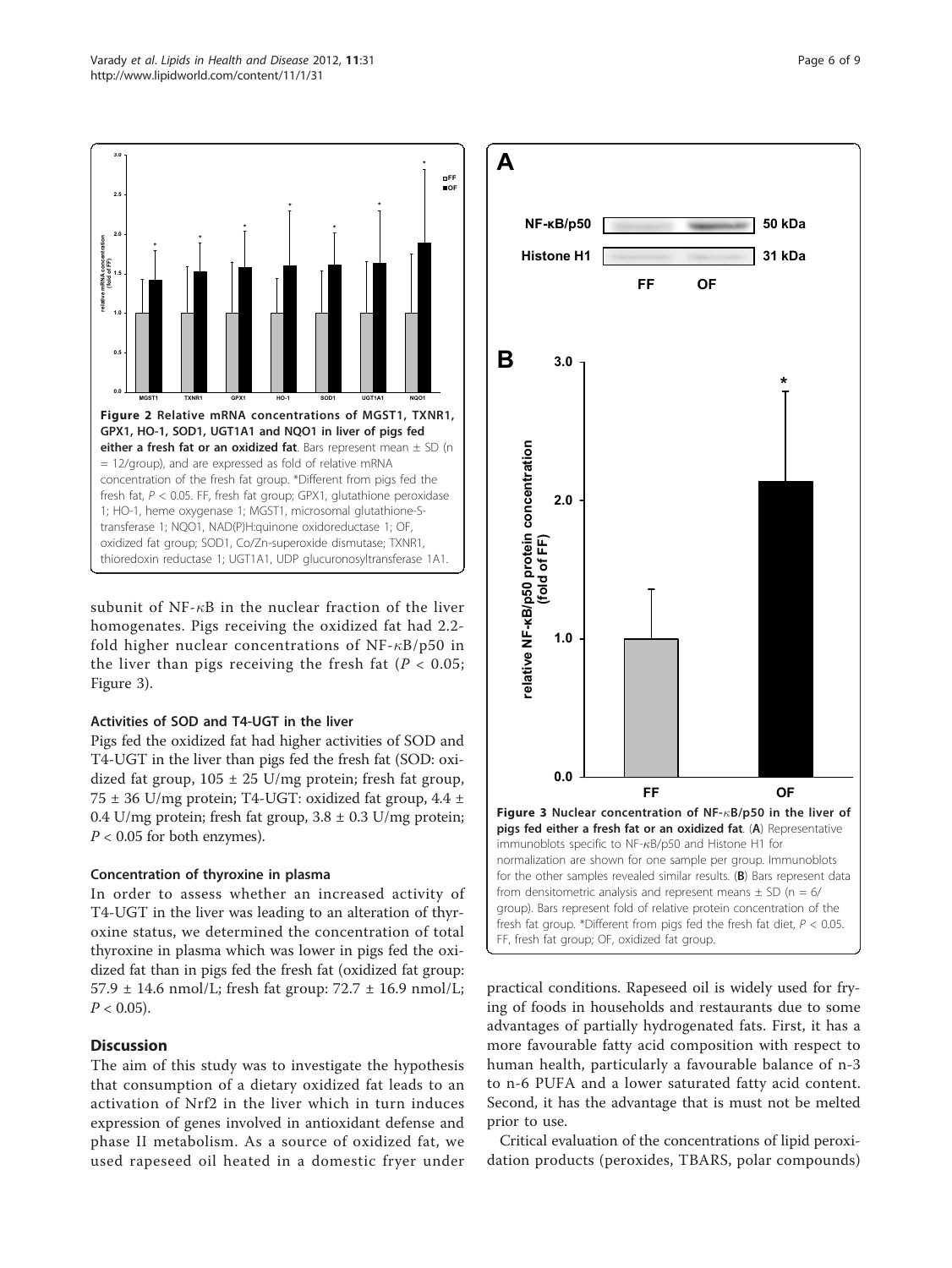**Figure 2 Relative mRNA concentrations of MGST1, TXNR1, GPX1, HO-1, SOD1, UGT1A1 and NQO1 in liver of pigs fed either a fresh fat or an oxidized fat**. Bars represent mean ± SD (n = 12/group), and are expressed as fold of relative mRNA concentration of the fresh fat group. *Different from pigs fed the fresh fat, $P < 0.05$. FF, fresh fat group; GPX1, glutathione peroxidase 1; HO-1, heme oxygenase 1; MGST1, microsomal glutathione-S-transferase 1; NQO1, NAD(P)H:quinone oxidoreductase 1; OF, oxidized fat group; SOD1, Co/Zn-superoxide dismutase; TXNR1, thioredoxin reductase 1; UGT1A1, UDP glucuronosyltransferase 1A1.

subunit of NF-κB in the nuclear fraction of the liver homogenates. Pigs receiving the oxidized fat had 2.2-fold higher nuclear concentrations of NF-κB/p50 in the liver than pigs receiving the fresh fat ($P < 0.05$; Figure 3).

### Activities of SOD and T4-UGT in the liver

Pigs fed the oxidized fat had higher activities of SOD and T4-UGT in the liver than pigs fed the fresh fat (SOD: oxidized fat group, 105 ± 25 U/mg protein; fresh fat group, 75 ± 36 U/mg protein; T4-UGT: oxidized fat group, 4.4 ± 0.4 U/mg protein; fresh fat group, 3.8 ± 0.3 U/mg protein; $P < 0.05$ for both enzymes).

### Concentration of thyroxine in plasma

In order to assess whether an increased activity of T4-UGT in the liver was leading to an alteration of thyroxine status, we determined the concentration of total thyroxine in plasma which was lower in pigs fed the oxidized fat than in pigs fed the fresh fat (oxidized fat group: 57.9 ± 14.6 nmol/L; fresh fat group: 72.7 ± 16.9 nmol/L; $P < 0.05$).

## Discussion

The aim of this study was to investigate the hypothesis that consumption of a dietary oxidized fat leads to an activation of Nrf2 in the liver which in turn induces expression of genes involved in antioxidant defense and phase II metabolism. As a source of oxidized fat, we used rapeseed oil heated in a domestic fryer under practical conditions. Rapeseed oil is widely used for frying of foods in households and restaurants due to some advantages of partially hydrogenated fats. First, it has a more favourable fatty acid composition with respect to human health, particularly a favourable balance of n-3 to n-6 PUFA and a lower saturated fatty acid content. Second, it has the advantage that is must not be melted prior to use.

Critical evaluation of the concentrations of lipid peroxidation products (peroxides, TBARS, polar compounds)

**Figure 3 Nuclear concentration of NF-κB/p50 in the liver of pigs fed either a fresh fat or an oxidized fat**. (**A**) Representative immunoblots specific to NF-κB/p50 and Histone H1 for normalization are shown for one sample per group. Immunoblots for the other samples revealed similar results. (**B**) Bars represent data from densitometric analysis and represent means ± SD (n = 6/group). Bars represent fold of relative protein concentration of the fresh fat group. *Different from pigs fed the fresh fat diet, $P < 0.05$. FF, fresh fat group; OF, oxidized fat group.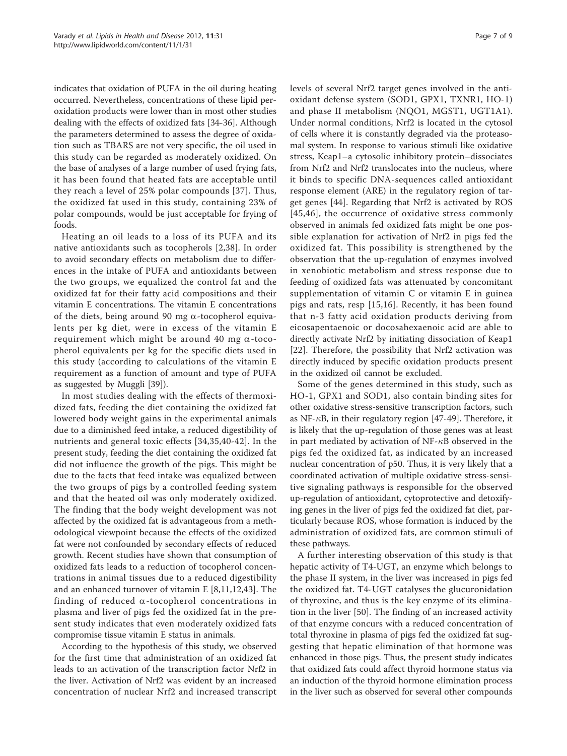indicates that oxidation of PUFA in the oil during heating occurred. Nevertheless, concentrations of these lipid peroxidation products were lower than in most other studies dealing with the effects of oxidized fats [34-36]. Although the parameters determined to assess the degree of oxidation such as TBARS are not very specific, the oil used in this study can be regarded as moderately oxidized. On the base of analyses of a large number of used frying fats, it has been found that heated fats are acceptable until they reach a level of 25% polar compounds [37]. Thus, the oxidized fat used in this study, containing 23% of polar compounds, would be just acceptable for frying of foods.

Heating an oil leads to a loss of its PUFA and its native antioxidants such as tocopherols [2,38]. In order to avoid secondary effects on metabolism due to differences in the intake of PUFA and antioxidants between the two groups, we equalized the control fat and the oxidized fat for their fatty acid compositions and their vitamin E concentrations. The vitamin E concentrations of the diets, being around 90 mg $\alpha$-tocopherol equivalents per kg diet, were in excess of the vitamin E requirement which might be around 40 mg $\alpha$-tocopherol equivalents per kg for the specific diets used in this study (according to calculations of the vitamin E requirement as a function of amount and type of PUFA as suggested by Muggli [39]).

In most studies dealing with the effects of thermoxidized fats, feeding the diet containing the oxidized fat lowered body weight gains in the experimental animals due to a diminished feed intake, a reduced digestibility of nutrients and general toxic effects [34,35,40-42]. In the present study, feeding the diet containing the oxidized fat did not influence the growth of the pigs. This might be due to the facts that feed intake was equalized between the two groups of pigs by a controlled feeding system and that the heated oil was only moderately oxidized. The finding that the body weight development was not affected by the oxidized fat is advantageous from a methodological viewpoint because the effects of the oxidized fat were not confounded by secondary effects of reduced growth. Recent studies have shown that consumption of oxidized fats leads to a reduction of tocopherol concentrations in animal tissues due to a reduced digestibility and an enhanced turnover of vitamin E [8,11,12,43]. The finding of reduced $\alpha$-tocopherol concentrations in plasma and liver of pigs fed the oxidized fat in the present study indicates that even moderately oxidized fats compromise tissue vitamin E status in animals.

According to the hypothesis of this study, we observed for the first time that administration of an oxidized fat leads to an activation of the transcription factor Nrf2 in the liver. Activation of Nrf2 was evident by an increased concentration of nuclear Nrf2 and increased transcript levels of several Nrf2 target genes involved in the antioxidant defense system (SOD1, GPX1, TXNR1, HO-1) and phase II metabolism (NQO1, MGST1, UGT1A1). Under normal conditions, Nrf2 is located in the cytosol of cells where it is constantly degraded via the proteasomal system. In response to various stimuli like oxidative stress, Keap1–a cytosolic inhibitory protein–dissociates from Nrf2 and Nrf2 translocates into the nucleus, where it binds to specific DNA-sequences called antioxidant response element (ARE) in the regulatory region of target genes [44]. Regarding that Nrf2 is activated by ROS [45,46], the occurrence of oxidative stress commonly observed in animals fed oxidized fats might be one possible explanation for activation of Nrf2 in pigs fed the oxidized fat. This possibility is strengthened by the observation that the up-regulation of enzymes involved in xenobiotic metabolism and stress response due to feeding of oxidized fats was attenuated by concomitant supplementation of vitamin C or vitamin E in guinea pigs and rats, resp [15,16]. Recently, it has been found that n-3 fatty acid oxidation products deriving from eicosapentaenoic or docosahexaenoic acid are able to directly activate Nrf2 by initiating dissociation of Keap1 [22]. Therefore, the possibility that Nrf2 activation was directly induced by specific oxidation products present in the oxidized oil cannot be excluded.

Some of the genes determined in this study, such as HO-1, GPX1 and SOD1, also contain binding sites for other oxidative stress-sensitive transcription factors, such as NF-$\kappa$B, in their regulatory region [47-49]. Therefore, it is likely that the up-regulation of those genes was at least in part mediated by activation of NF-$\kappa$B observed in the pigs fed the oxidized fat, as indicated by an increased nuclear concentration of p50. Thus, it is very likely that a coordinated activation of multiple oxidative stress-sensitive signaling pathways is responsible for the observed up-regulation of antioxidant, cytoprotective and detoxifying genes in the liver of pigs fed the oxidized fat diet, particularly because ROS, whose formation is induced by the administration of oxidized fats, are common stimuli of these pathways.

A further interesting observation of this study is that hepatic activity of T4-UGT, an enzyme which belongs to the phase II system, in the liver was increased in pigs fed the oxidized fat. T4-UGT catalyses the glucuronidation of thyroxine, and thus is the key enzyme of its elimination in the liver [50]. The finding of an increased activity of that enzyme concurs with a reduced concentration of total thyroxine in plasma of pigs fed the oxidized fat suggesting that hepatic elimination of that hormone was enhanced in those pigs. Thus, the present study indicates that oxidized fats could affect thyroid hormone status via an induction of the thyroid hormone elimination process in the liver such as observed for several other compounds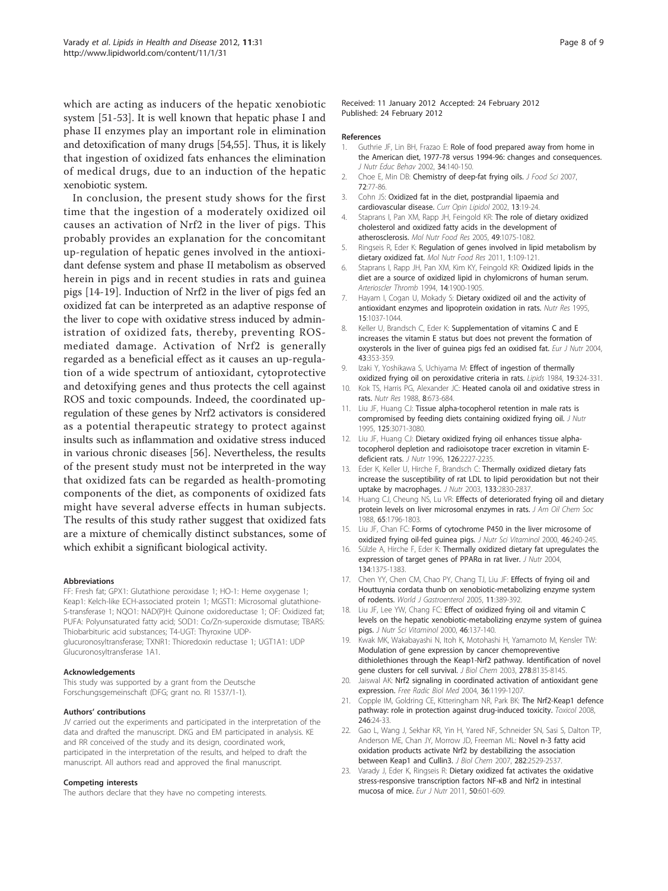which are acting as inducers of the hepatic xenobiotic system [51-53]. It is well known that hepatic phase I and phase II enzymes play an important role in elimination and detoxification of many drugs [54,55]. Thus, it is likely that ingestion of oxidized fats enhances the elimination of medical drugs, due to an induction of the hepatic xenobiotic system.

In conclusion, the present study shows for the first time that the ingestion of a moderately oxidized oil causes an activation of Nrf2 in the liver of pigs. This probably provides an explanation for the concomitant up-regulation of hepatic genes involved in the antioxidant defense system and phase II metabolism as observed herein in pigs and in recent studies in rats and guinea pigs [14-19]. Induction of Nrf2 in the liver of pigs fed an oxidized fat can be interpreted as an adaptive response of the liver to cope with oxidative stress induced by administration of oxidized fats, thereby, preventing ROS-mediated damage. Activation of Nrf2 is generally regarded as a beneficial effect as it causes an up-regulation of a wide spectrum of antioxidant, cytoprotective and detoxifying genes and thus protects the cell against ROS and toxic compounds. Indeed, the coordinated up-regulation of these genes by Nrf2 activators is considered as a potential therapeutic strategy to protect against insults such as inflammation and oxidative stress induced in various chronic diseases [56]. Nevertheless, the results of the present study must not be interpreted in the way that oxidized fats can be regarded as health-promoting components of the diet, as components of oxidized fats might have several adverse effects in human subjects. The results of this study rather suggest that oxidized fats are a mixture of chemically distinct substances, some of which exhibit a significant biological activity.

#### Abbreviations

FF: Fresh fat; GPX1: Glutathione peroxidase 1; HO-1: Heme oxygenase 1; Keap1: Kelch-like ECH-associated protein 1; MGST1: Microsomal glutathione-S-transferase 1; NQO1: NAD(P)H: Quinone oxidoreductase 1; OF: Oxidized fat; PUFA: Polyunsaturated fatty acid; SOD1: Co/Zn-superoxide dismutase; TBARS: Thiobarbituric acid substances; T4-UGT: Thyroxine UDP-glucuronosyltransferase; TXNR1: Thioredoxin reductase 1; UGT1A1: UDP Glucuronosyltransferase 1A1.

#### Acknowledgements

This study was supported by a grant from the Deutsche Forschungsgemeinschaft (DFG; grant no. RI 1537/1-1).

#### Authors' contributions

JV carried out the experiments and participated in the interpretation of the data and drafted the manuscript. DKG and EM participated in analysis. KE and RR conceived of the study and its design, coordinated work, participated in the interpretation of the results, and helped to draft the manuscript. All authors read and approved the final manuscript.

#### Competing interests

The authors declare that they have no competing interests.

Received: 11 January 2012 Accepted: 24 February 2012
Published: 24 February 2012

#### References

1. Guthrie JF, Lin BH, Frazao E: Role of food prepared away from home in the American diet, 1977-78 versus 1994-96: changes and consequences. *J Nutr Educ Behav* 2002, **34**:140-150.
2. Choe E, Min DB: Chemistry of deep-fat frying oils. *J Food Sci* 2007, **72**:77-86.
3. Cohn JS: Oxidized fat in the diet, postprandial lipaemia and cardiovascular disease. *Curr Opin Lipidol* 2002, **13**:19-24.
4. Staprans I, Pan XM, Rapp JH, Feingold KR: The role of dietary oxidized cholesterol and oxidized fatty acids in the development of atherosclerosis. *Mol Nutr Food Res* 2005, **49**:1075-1082.
5. Ringseis R, Eder K: Regulation of genes involved in lipid metabolism by dietary oxidized fat. *Mol Nutr Food Res* 2011, **1**:109-121.
6. Staprans I, Rapp JH, Pan XM, Kim KY, Feingold KR: Oxidized lipids in the diet are a source of oxidized lipid in chylomicrons of human serum. *Arterioscler Thromb* 1994, **14**:1900-1905.
7. Hayam I, Cogan U, Mokady S: Dietary oxidized oil and the activity of antioxidant enzymes and lipoprotein oxidation in rats. *Nutr Res* 1995, **15**:1037-1044.
8. Keller U, Brandsch C, Eder K: Supplementation of vitamins C and E increases the vitamin E status but does not prevent the formation of oxysterols in the liver of guinea pigs fed an oxidised fat. *Eur J Nutr* 2004, **43**:353-359.
9. Izaki Y, Yoshikawa S, Uchiyama M: Effect of ingestion of thermally oxidized frying oil on peroxidative criteria in rats. *Lipids* 1984, **19**:324-331.
10. Kok TS, Harris PG, Alexander JC: Heated canola oil and oxidative stress in rats. *Nutr Res* 1988, **8**:673-684.
11. Liu JF, Huang CJ: Tissue alpha-tocopherol retention in male rats is compromised by feeding diets containing oxidized frying oil. *J Nutr* 1995, **125**:3071-3080.
12. Liu JF, Huang CJ: Dietary oxidized frying oil enhances tissue alpha-tocopherol depletion and radioisotope tracer excretion in vitamin E-deficient rats. *J Nutr* 1996, **126**:2227-2235.
13. Eder K, Keller U, Hirche F, Brandsch C: Thermally oxidized dietary fats increase the susceptibility of rat LDL to lipid peroxidation but not their uptake by macrophages. *J Nutr* 2003, **133**:2830-2837.
14. Huang CJ, Cheung NS, Lu VR: Effects of deteriorated frying oil and dietary protein levels on liver microsomal enzymes in rats. *J Am Oil Chem Soc* 1988, **65**:1796-1803.
15. Liu JF, Chan FC: Forms of cytochrome P450 in the liver microsome of oxidized frying oil-fed guinea pigs. *J Nutr Sci Vitaminol* 2000, **46**:240-245.
16. Sülzle A, Hirche F, Eder K: Thermally oxidized dietary fat upregulates the expression of target genes of PPARα in rat liver. *J Nutr* 2004, **134**:1375-1383.
17. Chen YY, Chen CM, Chao PY, Chang TJ, Liu JF: Effects of frying oil and Houttuynia cordata thunb on xenobiotic-metabolizing enzyme system of rodents. *World J Gastroenterol* 2005, **11**:389-392.
18. Liu JF, Lee YW, Chang FC: Effect of oxidized frying oil and vitamin C levels on the hepatic xenobiotic-metabolizing enzyme system of guinea pigs. *J Nutr Sci Vitaminol* 2000, **46**:137-140.
19. Kwak MK, Wakabayashi N, Itoh K, Motohashi H, Yamamoto M, Kensler TW: Modulation of gene expression by cancer chemopreventive dithiolethiones through the Keap1-Nrf2 pathway. Identification of novel gene clusters for cell survival. *J Biol Chem* 2003, **278**:8135-8145.
20. Jaiswal AK: Nrf2 signaling in coordinated activation of antioxidant gene expression. *Free Radic Biol Med* 2004, **36**:1199-1207.
21. Copple IM, Goldring CE, Kitteringham NR, Park BK: The Nrf2-Keap1 defence pathway: role in protection against drug-induced toxicity. *Toxicol* 2008, **246**:24-33.
22. Gao L, Wang J, Sekhar KR, Yin H, Yared NF, Schneider SN, Sasi S, Dalton TP, Anderson ME, Chan JY, Morrow JD, Freeman ML: Novel n-3 fatty acid oxidation products activate Nrf2 by destabilizing the association between Keap1 and Cullin3. *J Biol Chem* 2007, **282**:2529-2537.
23. Varady J, Eder K, Ringseis R: Dietary oxidized fat activates the oxidative stress-responsive transcription factors NF-κB and Nrf2 in intestinal mucosa of mice. *Eur J Nutr* 2011, **50**:601-609.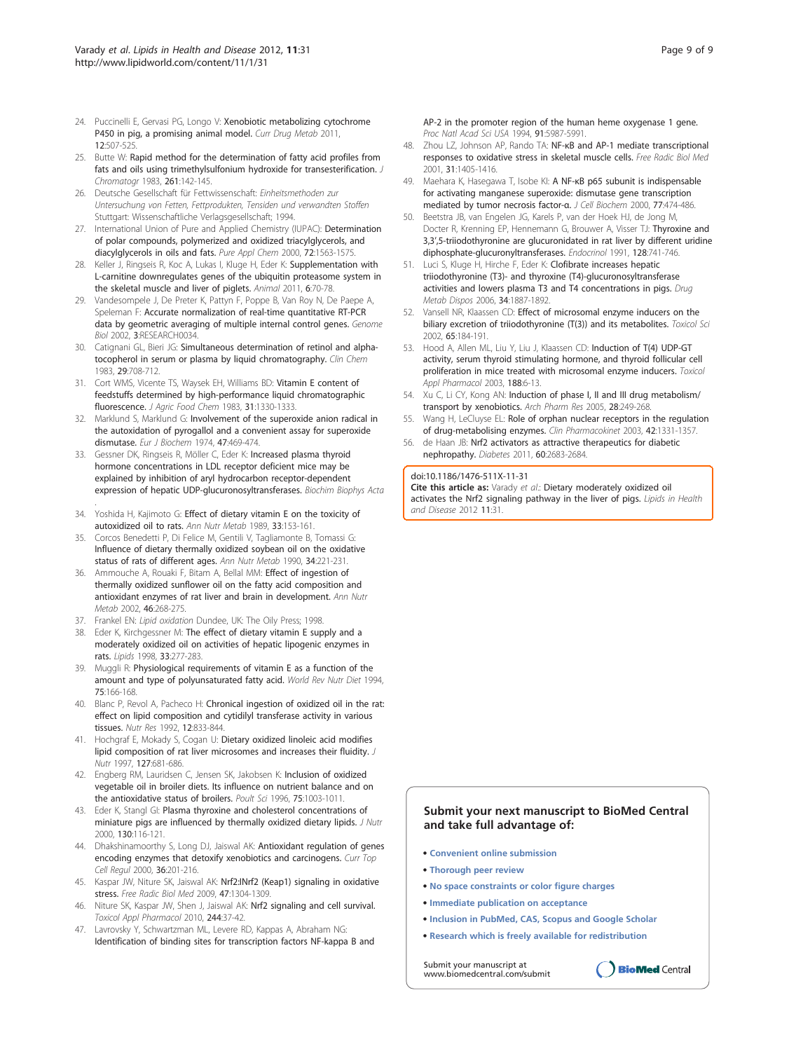24. Puccinelli E, Gervasi PG, Longo V: **Xenobiotic metabolizing cytochrome P450 in pig, a promising animal model.** *Curr Drug Metab* 2011, **12**:507-525.
25. Butte W: **Rapid method for the determination of fatty acid profiles from fats and oils using trimethylsulfonium hydroxide for transesterification.** *J Chromatogr* 1983, **261**:142-145.
26. Deutsche Gesellschaft für Fettwissenschaft: *Einheitsmethoden zur Untersuchung von Fetten, Fettprodukten, Tensiden und verwandten Stoffen* Stuttgart: Wissenschaftliche Verlagsgesellschaft; 1994.
27. International Union of Pure and Applied Chemistry (IUPAC): **Determination of polar compounds, polymerized and oxidized triacylglycerols, and diacylglycerols in oils and fats.** *Pure Appl Chem* 2000, **72**:1563-1575.
28. Keller J, Ringseis R, Koc A, Lukas I, Kluge H, Eder K: **Supplementation with L-carnitine downregulates genes of the ubiquitin proteasome system in the skeletal muscle and liver of piglets.** *Animal* 2011, **6**:70-78.
29. Vandesompele J, De Preter K, Pattyn F, Poppe B, Van Roy N, De Paepe A, Speleman F: **Accurate normalization of real-time quantitative RT-PCR data by geometric averaging of multiple internal control genes.** *Genome Biol* 2002, **3**:RESEARCH0034.
30. Catignani GL, Bieri JG: **Simultaneous determination of retinol and alpha-tocopherol in serum or plasma by liquid chromatography.** *Clin Chem* 1983, **29**:708-712.
31. Cort WMS, Vicente TS, Waysek EH, Williams BD: **Vitamin E content of feedstuffs determined by high-performance liquid chromatographic fluorescence.** *J Agric Food Chem* 1983, **31**:1330-1333.
32. Marklund S, Marklund G: **Involvement of the superoxide anion radical in the autoxidation of pyrogallol and a convenient assay for superoxide dismutase.** *Eur J Biochem* 1974, **47**:469-474.
33. Gessner DK, Ringseis R, Möller C, Eder K: **Increased plasma thyroid hormone concentrations in LDL receptor deficient mice may be explained by inhibition of aryl hydrocarbon receptor-dependent expression of hepatic UDP-glucuronosyltransferases.** *Biochim Biophys Acta* .
34. Yoshida H, Kajimoto G: **Effect of dietary vitamin E on the toxicity of autoxidized oil to rats.** *Ann Nutr Metab* 1989, **33**:153-161.
35. Corcos Benedetti P, Di Felice M, Gentili V, Tagliamonte B, Tomassi G: **Influence of dietary thermally oxidized soybean oil on the oxidative status of rats of different ages.** *Ann Nutr Metab* 1990, **34**:221-231.
36. Ammouche A, Rouaki F, Bitam A, Bellal MM: **Effect of ingestion of thermally oxidized sunflower oil on the fatty acid composition and antioxidant enzymes of rat liver and brain in development.** *Ann Nutr Metab* 2002, **46**:268-275.
37. Frankel EN: *Lipid oxidation* Dundee, UK: The Oily Press; 1998.
38. Eder K, Kirchgessner M: **The effect of dietary vitamin E supply and a moderately oxidized oil on activities of hepatic lipogenic enzymes in rats.** *Lipids* 1998, **33**:277-283.
39. Muggli R: **Physiological requirements of vitamin E as a function of the amount and type of polyunsaturated fatty acid.** *World Rev Nutr Diet* 1994, **75**:166-168.
40. Blanc P, Revol A, Pacheco H: **Chronical ingestion of oxidized oil in the rat: effect on lipid composition and cytidilyl transferase activity in various tissues.** *Nutr Res* 1992, **12**:833-844.
41. Hochgraf E, Mokady S, Cogan U: **Dietary oxidized linoleic acid modifies lipid composition of rat liver microsomes and increases their fluidity.** *J Nutr* 1997, **127**:681-686.
42. Engberg RM, Lauridsen C, Jensen SK, Jakobsen K: **Inclusion of oxidized vegetable oil in broiler diets. Its influence on nutrient balance and on the antioxidative status of broilers.** *Poult Sci* 1996, **75**:1003-1011.
43. Eder K, Stangl GI: **Plasma thyroxine and cholesterol concentrations of miniature pigs are influenced by thermally oxidized dietary lipids.** *J Nutr* 2000, **130**:116-121.
44. Dhakshinamoorthy S, Long DJ, Jaiswal AK: **Antioxidant regulation of genes encoding enzymes that detoxify xenobiotics and carcinogens.** *Curr Top Cell Regul* 2000, **36**:201-216.
45. Kaspar JW, Niture SK, Jaiswal AK: **Nrf2:INrf2 (Keap1) signaling in oxidative stress.** *Free Radic Biol Med* 2009, **47**:1304-1309.
46. Niture SK, Kaspar JW, Shen J, Jaiswal AK: **Nrf2 signaling and cell survival.** *Toxicol Appl Pharmacol* 2010, **244**:37-42.
47. Lavrovsky Y, Schwartzman ML, Levere RD, Kappas A, Abraham NG: **Identification of binding sites for transcription factors NF-kappa B and AP-2 in the promoter region of the human heme oxygenase 1 gene.** *Proc Natl Acad Sci USA* 1994, **91**:5987-5991.
48. Zhou LZ, Johnson AP, Rando TA: **NF-κB and AP-1 mediate transcriptional responses to oxidative stress in skeletal muscle cells.** *Free Radic Biol Med* 2001, **31**:1405-1416.
49. Maehara K, Hasegawa T, Isobe KI: **A NF-κB p65 subunit is indispensable for activating manganese superoxide: dismutase gene transcription mediated by tumor necrosis factor-α.** *J Cell Biochem* 2000, **77**:474-486.
50. Beetstra JB, van Engelen JG, Karels P, van der Hoek HJ, de Jong M, Docter R, Krenning EP, Hennemann G, Brouwer A, Visser TJ: **Thyroxine and 3,3',5-triiodothyronine are glucuronidated in rat liver by different uridine diphosphate-glucuronyltransferases.** *Endocrinol* 1991, **128**:741-746.
51. Luci S, Kluge H, Hirche F, Eder K: **Clofibrate increases hepatic triiodothyronine (T3)- and thyroxine (T4)-glucuronosyltransferase activities and lowers plasma T3 and T4 concentrations in pigs.** *Drug Metab Dispos* 2006, **34**:1887-1892.
52. Vansell NR, Klaassen CD: **Effect of microsomal enzyme inducers on the biliary excretion of triiodothyronine (T(3)) and its metabolites.** *Toxicol Sci* 2002, **65**:184-191.
53. Hood A, Allen ML, Liu Y, Liu J, Klaassen CD: **Induction of T(4) UDP-GT activity, serum thyroid stimulating hormone, and thyroid follicular cell proliferation in mice treated with microsomal enzyme inducers.** *Toxicol Appl Pharmacol* 2003, **188**:6-13.
54. Xu C, Li CY, Kong AN: **Induction of phase I, II and III drug metabolism/transport by xenobiotics.** *Arch Pharm Res* 2005, **28**:249-268.
55. Wang H, LeCluyse EL: **Role of orphan nuclear receptors in the regulation of drug-metabolising enzymes.** *Clin Pharmacokinet* 2003, **42**:1331-1357.
56. de Haan JB: **Nrf2 activators as attractive therapeutics for diabetic nephropathy.** *Diabetes* 2011, **60**:2683-2684.

doi:10.1186/1476-511X-11-31

**Cite this article as:** Varady *et al.*: Dietary moderately oxidized oil activates the Nrf2 signaling pathway in the liver of pigs. *Lipids in Health and Disease* 2012 **11**:31.

**Submit your next manuscript to BioMed Central and take full advantage of:**

- Convenient online submission
- Thorough peer review
- No space constraints or color figure charges
- Immediate publication on acceptance
- Inclusion in PubMed, CAS, Scopus and Google Scholar
- Research which is freely available for redistribution

Submit your manuscript at www.biomedcentral.com/submit

BioMed Central